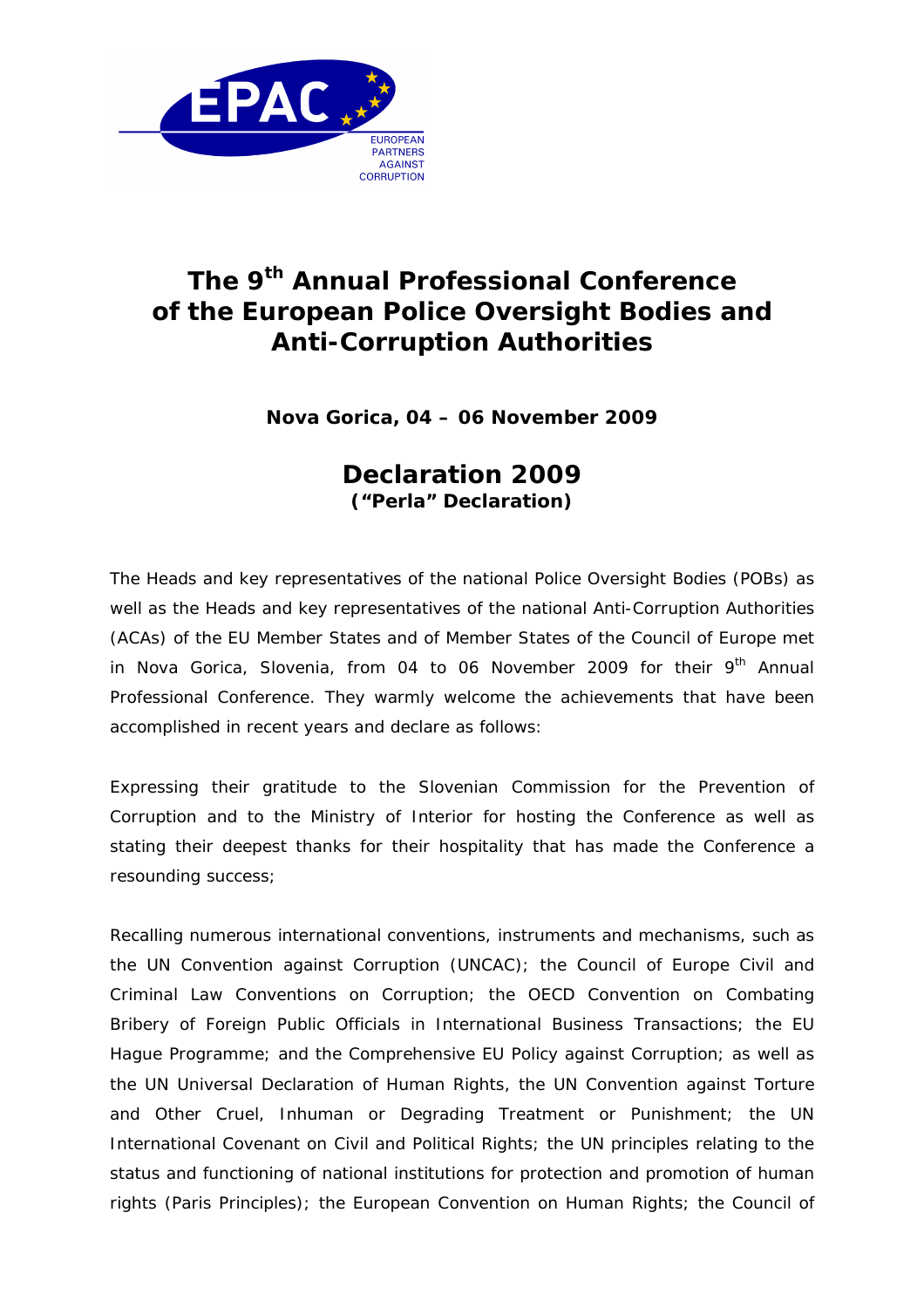EPAC

EUROPEAN PARTNERS AGAINST CORRUPTION

# The 9th Annual Professional Conference of the European Police Oversight Bodies and Anti-Corruption Authorities

**Nova Gorica, 04 – 06 November 2009**

## Declaration 2009

**("Perla" Declaration)**

The Heads and key representatives of the national Police Oversight Bodies (POBs) as well as the Heads and key representatives of the national Anti-Corruption Authorities (ACAs) of the EU Member States and of Member States of the Council of Europe met in Nova Gorica, Slovenia, from 04 to 06 November 2009 for their 9th Annual Professional Conference. They warmly welcome the achievements that have been accomplished in recent years and declare as follows:

Expressing their gratitude to the Slovenian Commission for the Prevention of Corruption and to the Ministry of Interior for hosting the Conference as well as stating their deepest thanks for their hospitality that has made the Conference a resounding success;

Recalling numerous international conventions, instruments and mechanisms, such as the UN Convention against Corruption (UNCAC); the Council of Europe Civil and Criminal Law Conventions on Corruption; the OECD Convention on Combating Bribery of Foreign Public Officials in International Business Transactions; the EU Hague Programme; and the Comprehensive EU Policy against Corruption; as well as the UN Universal Declaration of Human Rights, the UN Convention against Torture and Other Cruel, Inhuman or Degrading Treatment or Punishment; the UN International Covenant on Civil and Political Rights; the UN principles relating to the status and functioning of national institutions for protection and promotion of human rights (Paris Principles); the European Convention on Human Rights; the Council of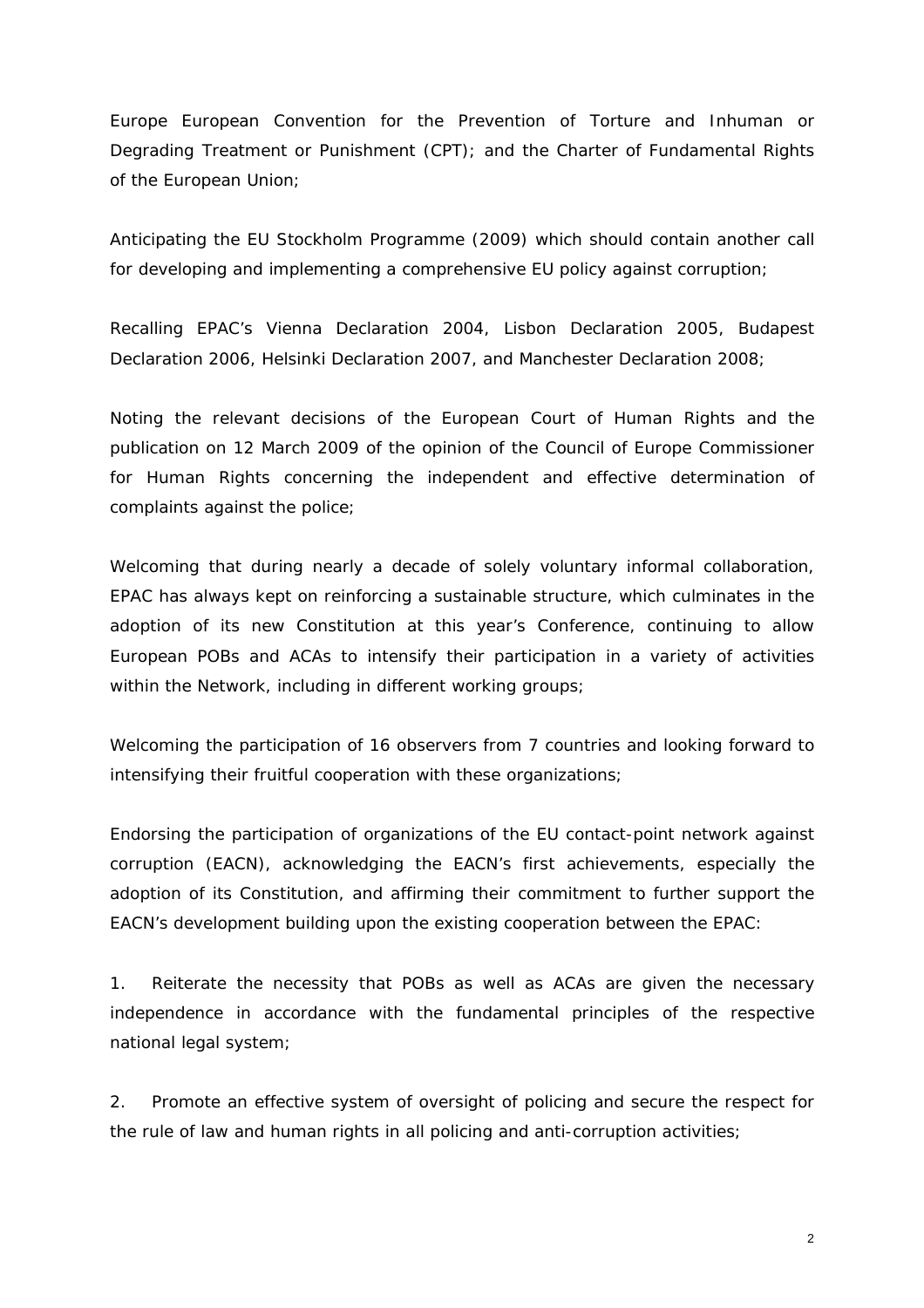Europe European Convention for the Prevention of Torture and Inhuman or Degrading Treatment or Punishment (CPT); and the Charter of Fundamental Rights of the European Union;

Anticipating the EU Stockholm Programme (2009) which should contain another call for developing and implementing a comprehensive EU policy against corruption;

Recalling EPAC's Vienna Declaration 2004, Lisbon Declaration 2005, Budapest Declaration 2006, Helsinki Declaration 2007, and Manchester Declaration 2008;

Noting the relevant decisions of the European Court of Human Rights and the publication on 12 March 2009 of the opinion of the Council of Europe Commissioner for Human Rights concerning the independent and effective determination of complaints against the police;

Welcoming that during nearly a decade of solely voluntary informal collaboration, EPAC has always kept on reinforcing a sustainable structure, which culminates in the adoption of its new Constitution at this year's Conference, continuing to allow European POBs and ACAs to intensify their participation in a variety of activities within the Network, including in different working groups;

Welcoming the participation of 16 observers from 7 countries and looking forward to intensifying their fruitful cooperation with these organizations;

Endorsing the participation of organizations of the EU contact-point network against corruption (EACN), acknowledging the EACN's first achievements, especially the adoption of its Constitution, and affirming their commitment to further support the EACN's development building upon the existing cooperation between the EPAC:

1. Reiterate the necessity that POBs as well as ACAs are given the necessary independence in accordance with the fundamental principles of the respective national legal system;

2. Promote an effective system of oversight of policing and secure the respect for the rule of law and human rights in all policing and anti-corruption activities;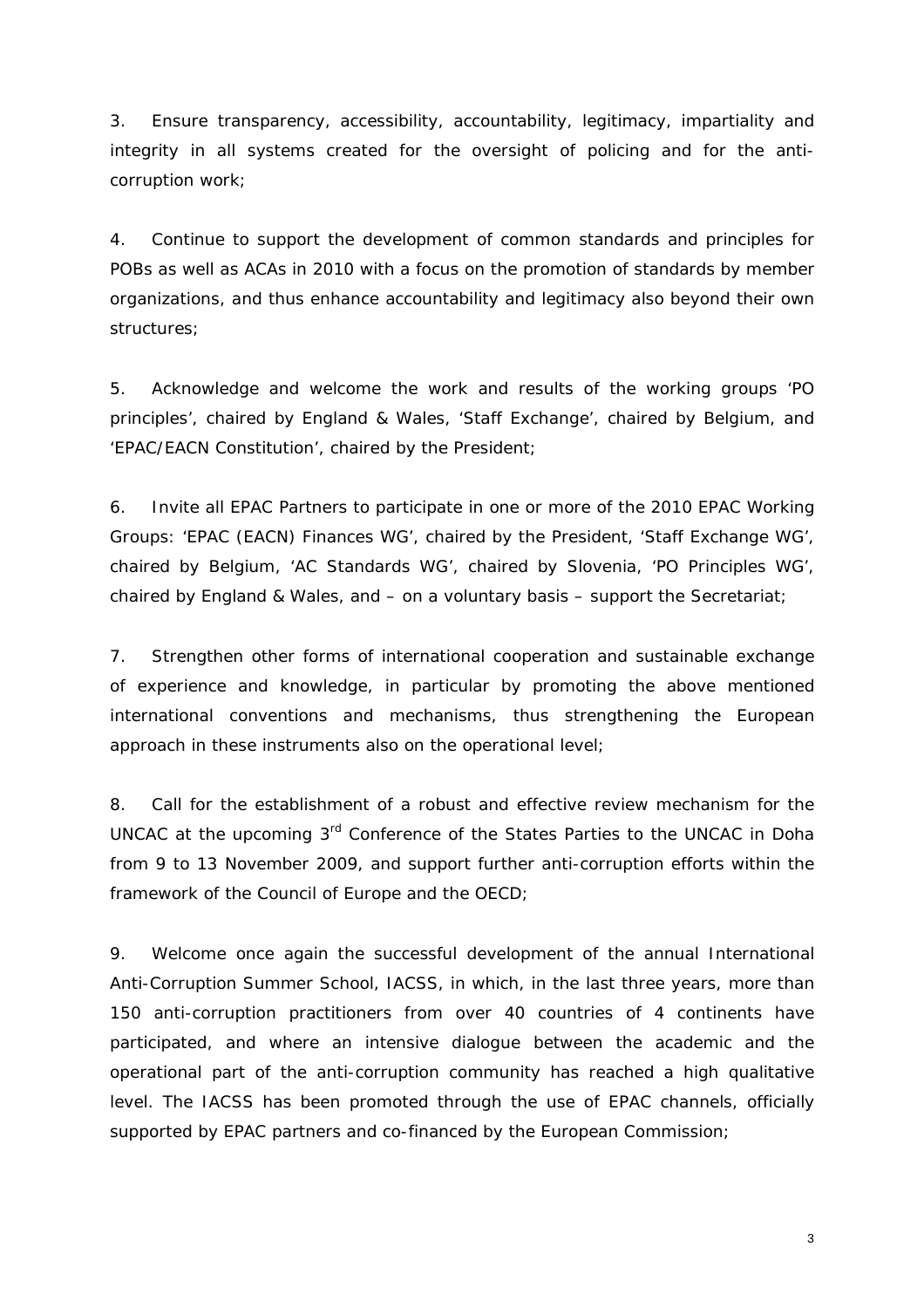3. Ensure transparency, accessibility, accountability, legitimacy, impartiality and integrity in all systems created for the oversight of policing and for the anti-corruption work;

4. Continue to support the development of common standards and principles for POBs as well as ACAs in 2010 with a focus on the promotion of standards by member organizations, and thus enhance accountability and legitimacy also beyond their own structures;

5. Acknowledge and welcome the work and results of the working groups 'PO principles', chaired by England & Wales, 'Staff Exchange', chaired by Belgium, and 'EPAC/EACN Constitution', chaired by the President;

6. Invite all EPAC Partners to participate in one or more of the 2010 EPAC Working Groups: 'EPAC (EACN) Finances WG', chaired by the President, 'Staff Exchange WG', chaired by Belgium, 'AC Standards WG', chaired by Slovenia, 'PO Principles WG', chaired by England & Wales, and – on a voluntary basis – support the Secretariat;

7. Strengthen other forms of international cooperation and sustainable exchange of experience and knowledge, in particular by promoting the above mentioned international conventions and mechanisms, thus strengthening the European approach in these instruments also on the operational level;

8. Call for the establishment of a robust and effective review mechanism for the UNCAC at the upcoming 3rd Conference of the States Parties to the UNCAC in Doha from 9 to 13 November 2009, and support further anti-corruption efforts within the framework of the Council of Europe and the OECD;

9. Welcome once again the successful development of the annual International Anti-Corruption Summer School, IACSS, in which, in the last three years, more than 150 anti-corruption practitioners from over 40 countries of 4 continents have participated, and where an intensive dialogue between the academic and the operational part of the anti-corruption community has reached a high qualitative level. The IACSS has been promoted through the use of EPAC channels, officially supported by EPAC partners and co-financed by the European Commission;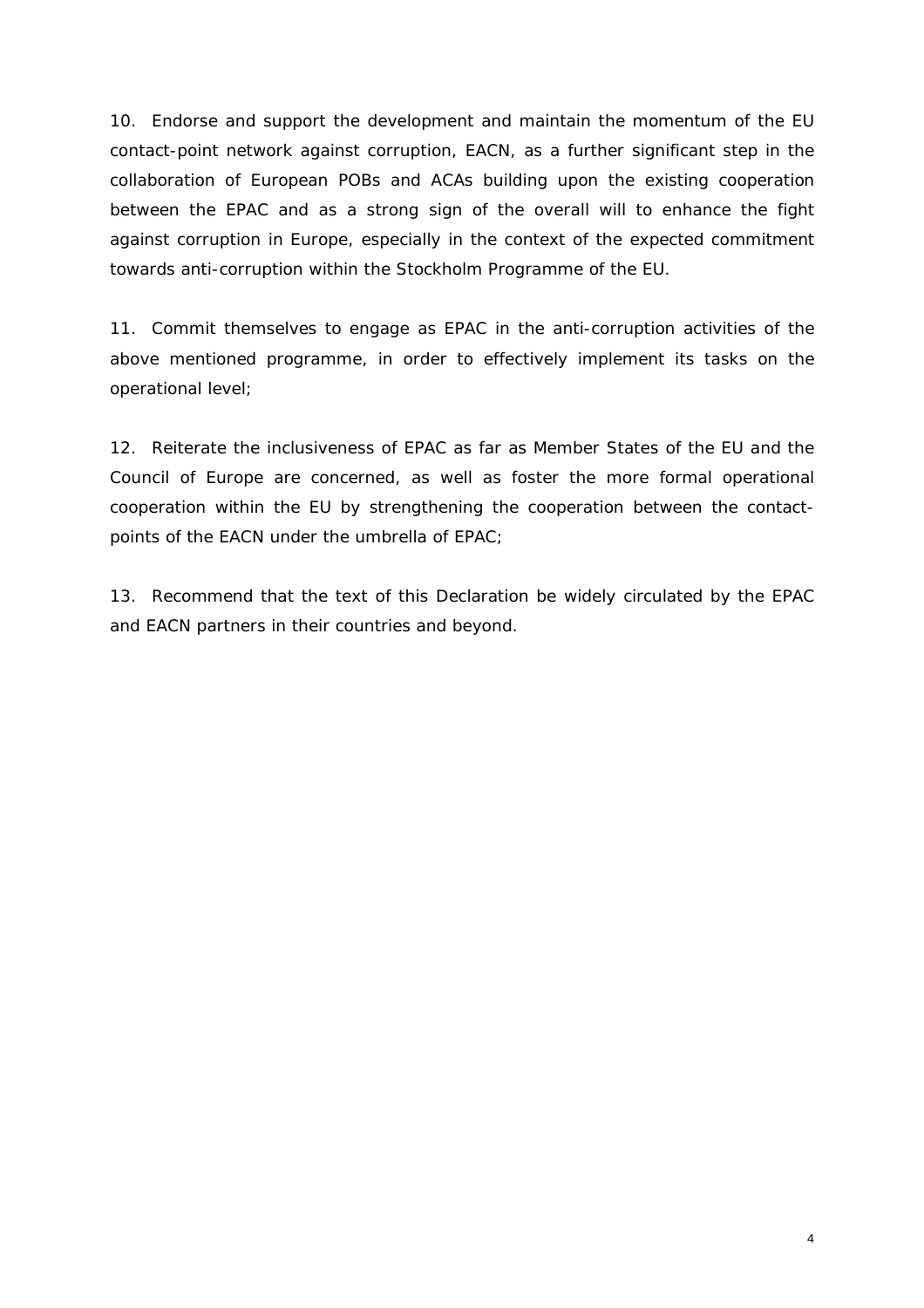10. Endorse and support the development and maintain the momentum of the EU contact-point network against corruption, EACN, as a further significant step in the collaboration of European POBs and ACAs building upon the existing cooperation between the EPAC and as a strong sign of the overall will to enhance the fight against corruption in Europe, especially in the context of the expected commitment towards anti-corruption within the Stockholm Programme of the EU.

11. Commit themselves to engage as EPAC in the anti-corruption activities of the above mentioned programme, in order to effectively implement its tasks on the operational level;

12. Reiterate the inclusiveness of EPAC as far as Member States of the EU and the Council of Europe are concerned, as well as foster the more formal operational cooperation within the EU by strengthening the cooperation between the contact-points of the EACN under the umbrella of EPAC;

13. Recommend that the text of this Declaration be widely circulated by the EPAC and EACN partners in their countries and beyond.